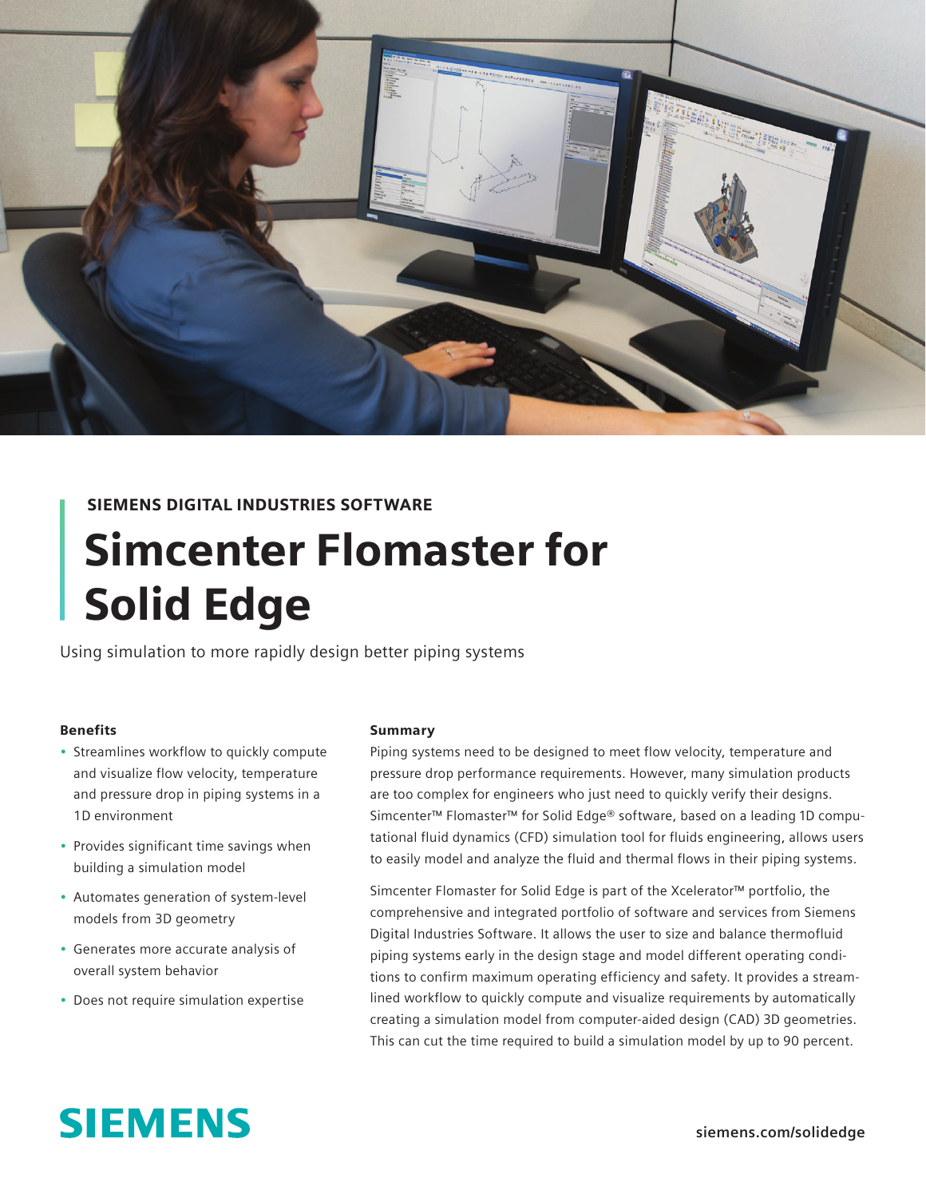SIEMENS DIGITAL INDUSTRIES SOFTWARE

# Simcenter Flomaster for Solid Edge

Using simulation to more rapidly design better piping systems

### Benefits

- Streamlines workflow to quickly compute and visualize flow velocity, temperature and pressure drop in piping systems in a 1D environment
- Provides significant time savings when building a simulation model
- Automates generation of system-level models from 3D geometry
- Generates more accurate analysis of overall system behavior
- Does not require simulation expertise

### Summary

Piping systems need to be designed to meet flow velocity, temperature and pressure drop performance requirements. However, many simulation products are too complex for engineers who just need to quickly verify their designs. Simcenter™ Flomaster™ for Solid Edge® software, based on a leading 1D computational fluid dynamics (CFD) simulation tool for fluids engineering, allows users to easily model and analyze the fluid and thermal flows in their piping systems.

Simcenter Flomaster for Solid Edge is part of the Xcelerator™ portfolio, the comprehensive and integrated portfolio of software and services from Siemens Digital Industries Software. It allows the user to size and balance thermofluid piping systems early in the design stage and model different operating conditions to confirm maximum operating efficiency and safety. It provides a streamlined workflow to quickly compute and visualize requirements by automatically creating a simulation model from computer-aided design (CAD) 3D geometries. This can cut the time required to build a simulation model by up to 90 percent.

SIEMENS

siemens.com/solidedge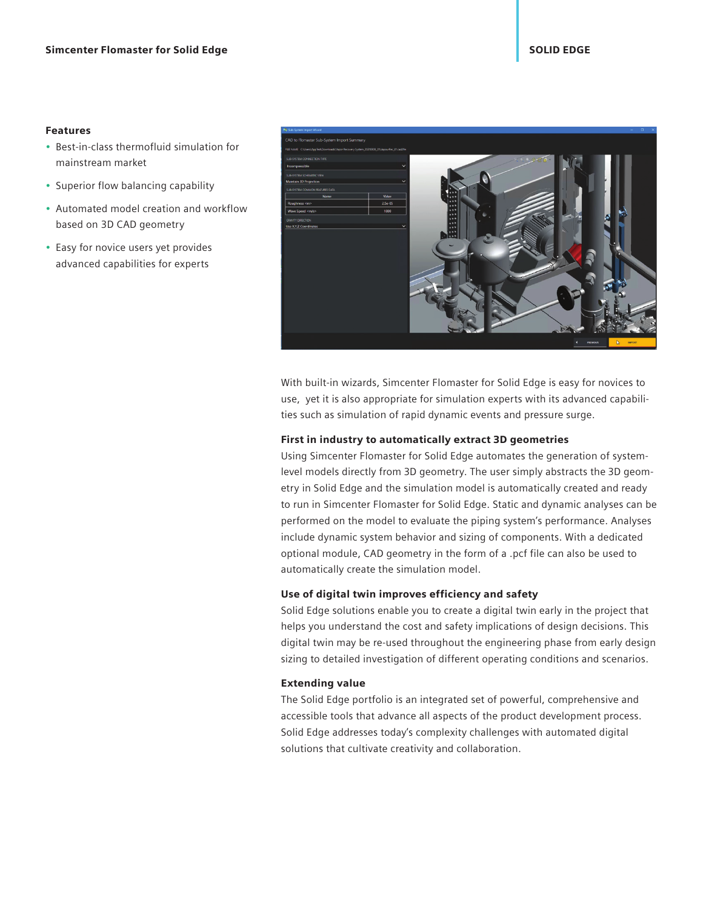## Features

- Best-in-class thermofluid simulation for mainstream market
- Superior flow balancing capability
- Automated model creation and workflow based on 3D CAD geometry
- Easy for novice users yet provides advanced capabilities for experts

With built-in wizards, Simcenter Flomaster for Solid Edge is easy for novices to use, yet it is also appropriate for simulation experts with its advanced capabilities such as simulation of rapid dynamic events and pressure surge.

### First in industry to automatically extract 3D geometries

Using Simcenter Flomaster for Solid Edge automates the generation of system-level models directly from 3D geometry. The user simply abstracts the 3D geometry in Solid Edge and the simulation model is automatically created and ready to run in Simcenter Flomaster for Solid Edge. Static and dynamic analyses can be performed on the model to evaluate the piping system's performance. Analyses include dynamic system behavior and sizing of components. With a dedicated optional module, CAD geometry in the form of a .pcf file can also be used to automatically create the simulation model.

### Use of digital twin improves efficiency and safety

Solid Edge solutions enable you to create a digital twin early in the project that helps you understand the cost and safety implications of design decisions. This digital twin may be re-used throughout the engineering phase from early design sizing to detailed investigation of different operating conditions and scenarios.

### Extending value

The Solid Edge portfolio is an integrated set of powerful, comprehensive and accessible tools that advance all aspects of the product development process. Solid Edge addresses today's complexity challenges with automated digital solutions that cultivate creativity and collaboration.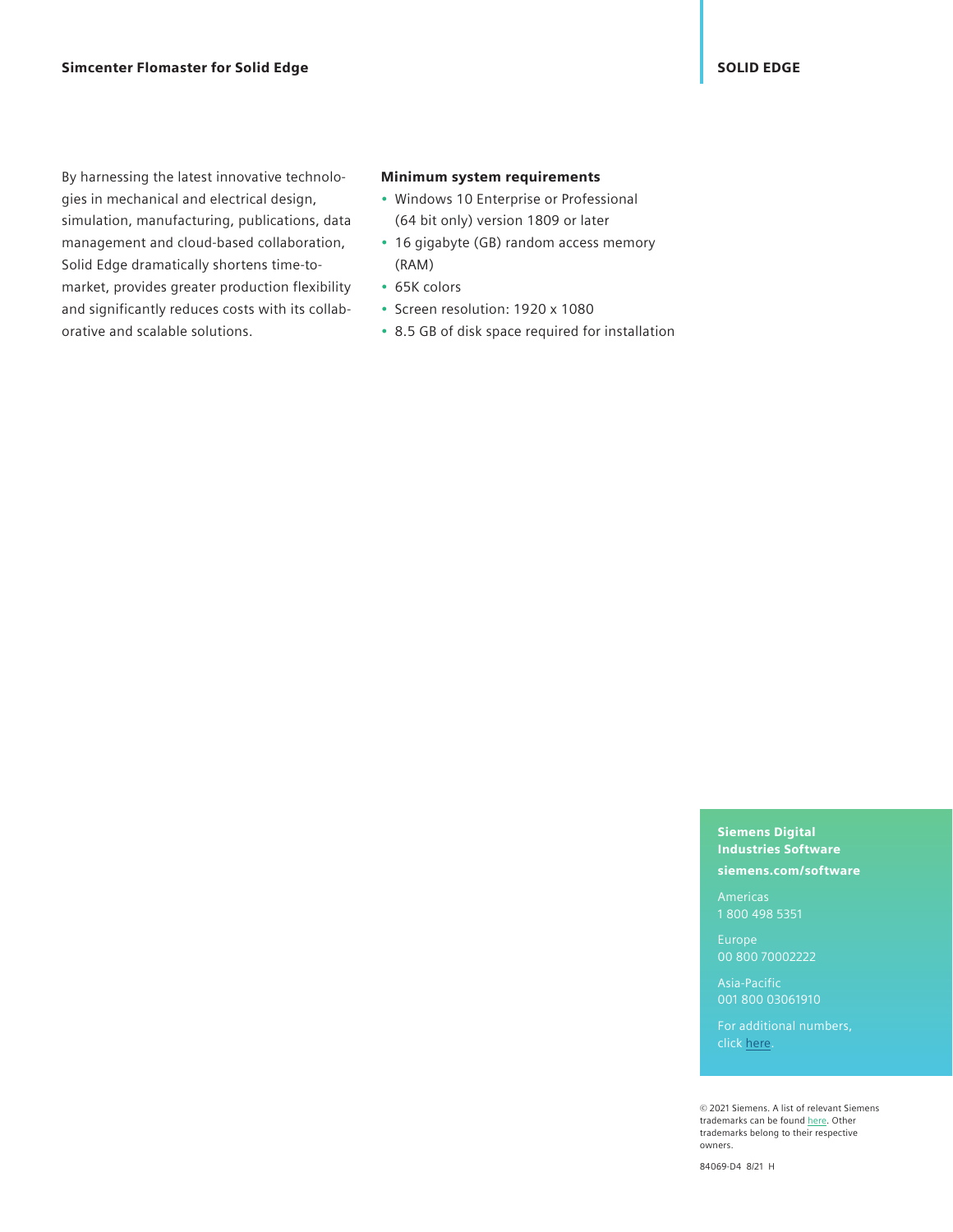By harnessing the latest innovative technologies in mechanical and electrical design, simulation, manufacturing, publications, data management and cloud-based collaboration, Solid Edge dramatically shortens time-to-market, provides greater production flexibility and significantly reduces costs with its collaborative and scalable solutions.

**Minimum system requirements**

- Windows 10 Enterprise or Professional (64 bit only) version 1809 or later
- 16 gigabyte (GB) random access memory (RAM)
- 65K colors
- Screen resolution: 1920 x 1080
- 8.5 GB of disk space required for installation

**Siemens Digital Industries Software**

**siemens.com/software**

Americas
1 800 498 5351

Europe
00 800 70002222

Asia-Pacific
001 800 03061910

For additional numbers, click here.

© 2021 Siemens. A list of relevant Siemens trademarks can be found here. Other trademarks belong to their respective owners.

84069-D4 8/21 H